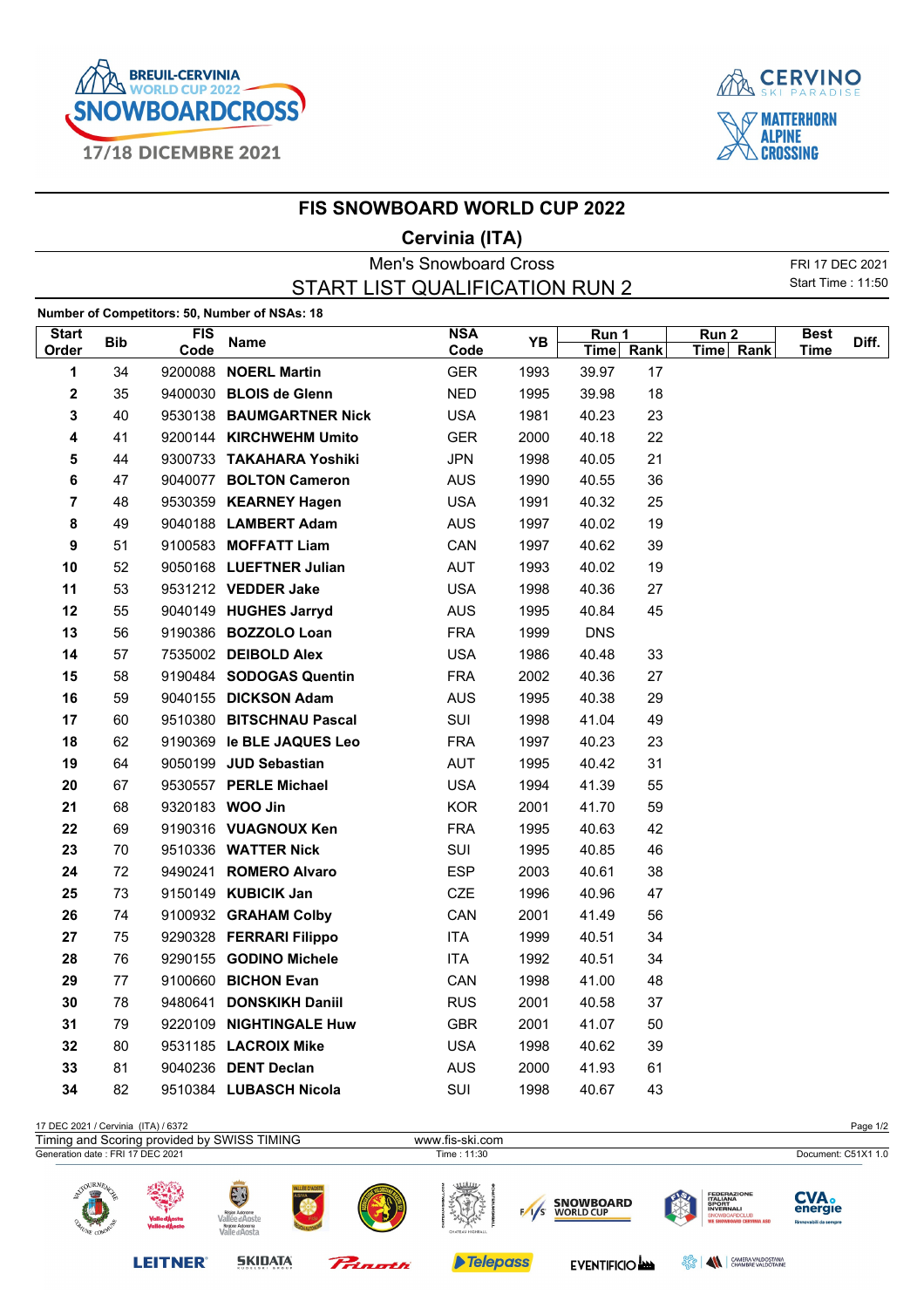# FIS SNOWBOARD WORLD CUP 2022

## Cervinia (ITA)

### Men's Snowboard Cross

### START LIST QUALIFICATION RUN 2

FRI 17 DEC 2021
Start Time : 11:50

**Number of Competitors: 50, Number of NSAs: 18**

| Start Order | Bib | FIS Code | Name | NSA Code | YB | Run 1 Time | Run 1 Rank | Run 2 Time | Run 2 Rank | Best Time | Diff. |
|---|---|---|---|---|---|---|---|---|---|---|---|
| 1 | 34 | 9200088 | NOERL Martin | GER | 1993 | 39.97 | 17 | | | | |
| 2 | 35 | 9400030 | BLOIS de Glenn | NED | 1995 | 39.98 | 18 | | | | |
| 3 | 40 | 9530138 | BAUMGARTNER Nick | USA | 1981 | 40.23 | 23 | | | | |
| 4 | 41 | 9200144 | KIRCHWEHM Umito | GER | 2000 | 40.18 | 22 | | | | |
| 5 | 44 | 9300733 | TAKAHARA Yoshiki | JPN | 1998 | 40.05 | 21 | | | | |
| 6 | 47 | 9040077 | BOLTON Cameron | AUS | 1990 | 40.55 | 36 | | | | |
| 7 | 48 | 9530359 | KEARNEY Hagen | USA | 1991 | 40.32 | 25 | | | | |
| 8 | 49 | 9040188 | LAMBERT Adam | AUS | 1997 | 40.02 | 19 | | | | |
| 9 | 51 | 9100583 | MOFFATT Liam | CAN | 1997 | 40.62 | 39 | | | | |
| 10 | 52 | 9050168 | LUEFTNER Julian | AUT | 1993 | 40.02 | 19 | | | | |
| 11 | 53 | 9531212 | VEDDER Jake | USA | 1998 | 40.36 | 27 | | | | |
| 12 | 55 | 9040149 | HUGHES Jarryd | AUS | 1995 | 40.84 | 45 | | | | |
| 13 | 56 | 9190386 | BOZZOLO Loan | FRA | 1999 | DNS | | | | | |
| 14 | 57 | 7535002 | DEIBOLD Alex | USA | 1986 | 40.48 | 33 | | | | |
| 15 | 58 | 9190484 | SODOGAS Quentin | FRA | 2002 | 40.36 | 27 | | | | |
| 16 | 59 | 9040155 | DICKSON Adam | AUS | 1995 | 40.38 | 29 | | | | |
| 17 | 60 | 9510380 | BITSCHNAU Pascal | SUI | 1998 | 41.04 | 49 | | | | |
| 18 | 62 | 9190369 | le BLE JAQUES Leo | FRA | 1997 | 40.23 | 23 | | | | |
| 19 | 64 | 9050199 | JUD Sebastian | AUT | 1995 | 40.42 | 31 | | | | |
| 20 | 67 | 9530557 | PERLE Michael | USA | 1994 | 41.39 | 55 | | | | |
| 21 | 68 | 9320183 | WOO Jin | KOR | 2001 | 41.70 | 59 | | | | |
| 22 | 69 | 9190316 | VUAGNOUX Ken | FRA | 1995 | 40.63 | 42 | | | | |
| 23 | 70 | 9510336 | WATTER Nick | SUI | 1995 | 40.85 | 46 | | | | |
| 24 | 72 | 9490241 | ROMERO Alvaro | ESP | 2003 | 40.61 | 38 | | | | |
| 25 | 73 | 9150149 | KUBICIK Jan | CZE | 1996 | 40.96 | 47 | | | | |
| 26 | 74 | 9100932 | GRAHAM Colby | CAN | 2001 | 41.49 | 56 | | | | |
| 27 | 75 | 9290328 | FERRARI Filippo | ITA | 1999 | 40.51 | 34 | | | | |
| 28 | 76 | 9290155 | GODINO Michele | ITA | 1992 | 40.51 | 34 | | | | |
| 29 | 77 | 9100660 | BICHON Evan | CAN | 1998 | 41.00 | 48 | | | | |
| 30 | 78 | 9480641 | DONSKIKH Daniil | RUS | 2001 | 40.58 | 37 | | | | |
| 31 | 79 | 9220109 | NIGHTINGALE Huw | GBR | 2001 | 41.07 | 50 | | | | |
| 32 | 80 | 9531185 | LACROIX Mike | USA | 1998 | 40.62 | 39 | | | | |
| 33 | 81 | 9040236 | DENT Declan | AUS | 2000 | 41.93 | 61 | | | | |
| 34 | 82 | 9510384 | LUBASCH Nicola | SUI | 1998 | 40.67 | 43 | | | | |

17 DEC 2021 / Cervinia (ITA) / 6372
Timing and Scoring provided by SWISS TIMING — www.fis-ski.com
Generation date : FRI 17 DEC 2021 — Time : 11:30 — Document: C51X1 1.0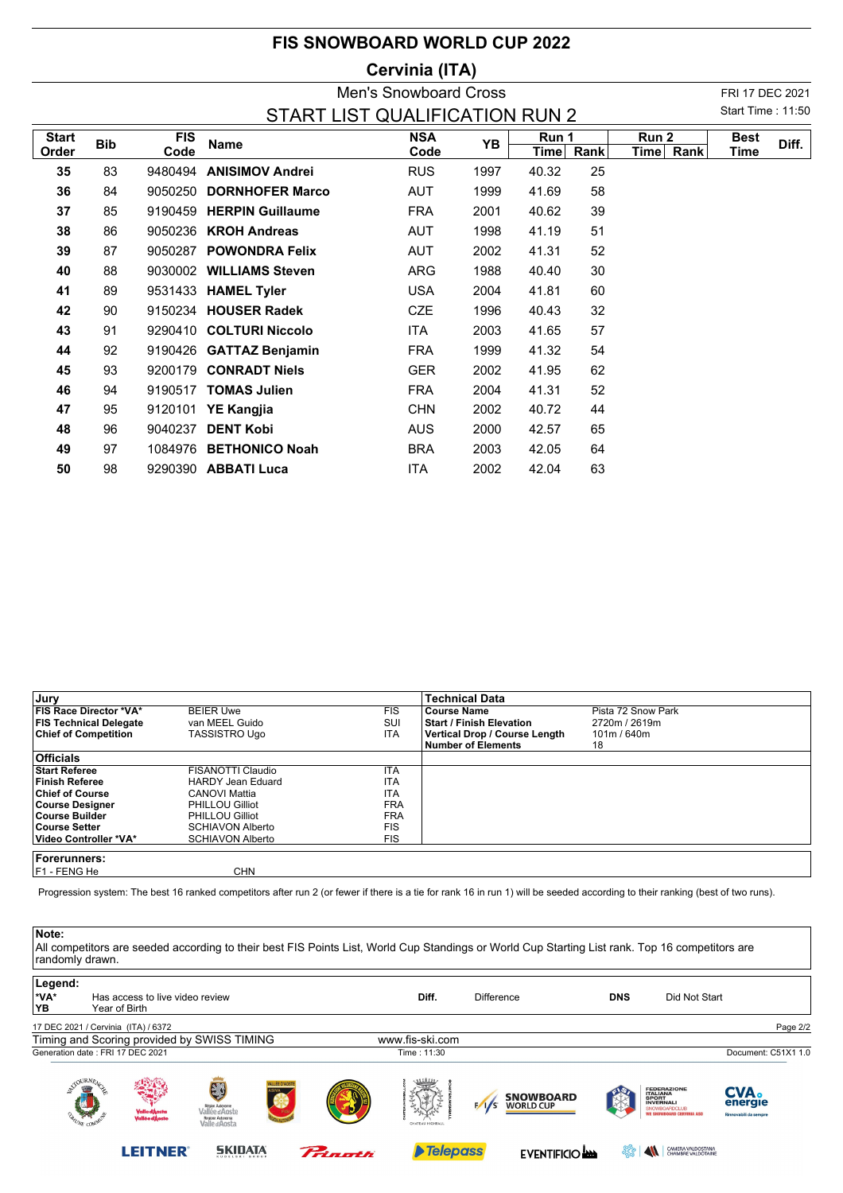# FIS SNOWBOARD WORLD CUP 2022

## Cervinia (ITA)

### Men's Snowboard Cross

### START LIST QUALIFICATION RUN 2

FRI 17 DEC 2021
Start Time : 11:50

| Start Order | Bib | FIS Code | Name | NSA Code | YB | Run 1 | | Run 2 | | Best Time | Diff. |
|---|---|---|---|---|---|---|---|---|---|---|---|
| | | | | | | Time | Rank | Time | Rank | | |
| 35 | 83 | 9480494 | **ANISIMOV Andrei** | RUS | 1997 | 40.32 | 25 | | | | |
| 36 | 84 | 9050250 | **DORNHOFER Marco** | AUT | 1999 | 41.69 | 58 | | | | |
| 37 | 85 | 9190459 | **HERPIN Guillaume** | FRA | 2001 | 40.62 | 39 | | | | |
| 38 | 86 | 9050236 | **KROH Andreas** | AUT | 1998 | 41.19 | 51 | | | | |
| 39 | 87 | 9050287 | **POWONDRA Felix** | AUT | 2002 | 41.31 | 52 | | | | |
| 40 | 88 | 9030002 | **WILLIAMS Steven** | ARG | 1988 | 40.40 | 30 | | | | |
| 41 | 89 | 9531433 | **HAMEL Tyler** | USA | 2004 | 41.81 | 60 | | | | |
| 42 | 90 | 9150234 | **HOUSER Radek** | CZE | 1996 | 40.43 | 32 | | | | |
| 43 | 91 | 9290410 | **COLTURI Niccolo** | ITA | 2003 | 41.65 | 57 | | | | |
| 44 | 92 | 9190426 | **GATTAZ Benjamin** | FRA | 1999 | 41.32 | 54 | | | | |
| 45 | 93 | 9200179 | **CONRADT Niels** | GER | 2002 | 41.95 | 62 | | | | |
| 46 | 94 | 9190517 | **TOMAS Julien** | FRA | 2004 | 41.31 | 52 | | | | |
| 47 | 95 | 9120101 | **YE Kangjia** | CHN | 2002 | 40.72 | 44 | | | | |
| 48 | 96 | 9040237 | **DENT Kobi** | AUS | 2000 | 42.57 | 65 | | | | |
| 49 | 97 | 1084976 | **BETHONICO Noah** | BRA | 2003 | 42.05 | 64 | | | | |
| 50 | 98 | 9290390 | **ABBATI Luca** | ITA | 2002 | 42.04 | 63 | | | | |

| Jury | | |
|---|---|---|
| **FIS Race Director *VA*** | BEIER Uwe | FIS |
| **FIS Technical Delegate** | van MEEL Guido | SUI |
| **Chief of Competition** | TASSISTRO Ugo | ITA |

| Technical Data | |
|---|---|
| **Course Name** | Pista 72 Snow Park |
| **Start / Finish Elevation** | 2720m / 2619m |
| **Vertical Drop / Course Length** | 101m / 640m |
| **Number of Elements** | 18 |

| Officials | | |
|---|---|---|
| **Start Referee** | FISANOTTI Claudio | ITA |
| **Finish Referee** | HARDY Jean Eduard | ITA |
| **Chief of Course** | CANOVI Mattia | ITA |
| **Course Designer** | PHILLOU Gilliot | FRA |
| **Course Builder** | PHILLOU Gilliot | FRA |
| **Course Setter** | SCHIAVON Alberto | FIS |
| **Video Controller *VA*** | SCHIAVON Alberto | FIS |

**Forerunners:**
F1 - FENG He CHN

Progression system: The best 16 ranked competitors after run 2 (or fewer if there is a tie for rank 16 in run 1) will be seeded according to their ranking (best of two runs).

**Note:**
All competitors are seeded according to their best FIS Points List, World Cup Standings or World Cup Starting List rank. Top 16 competitors are randomly drawn.

**Legend:**

| | | | | | |
|---|---|---|---|---|---|
| ***VA*** | Has access to live video review | **Diff.** | Difference | **DNS** | Did Not Start |
| **YB** | Year of Birth | | | | |

17 DEC 2021 / Cervinia (ITA) / 6372
Timing and Scoring provided by SWISS TIMING — www.fis-ski.com
Generation date : FRI 17 DEC 2021 — Time : 11:30 — Document: C51X1 1.0